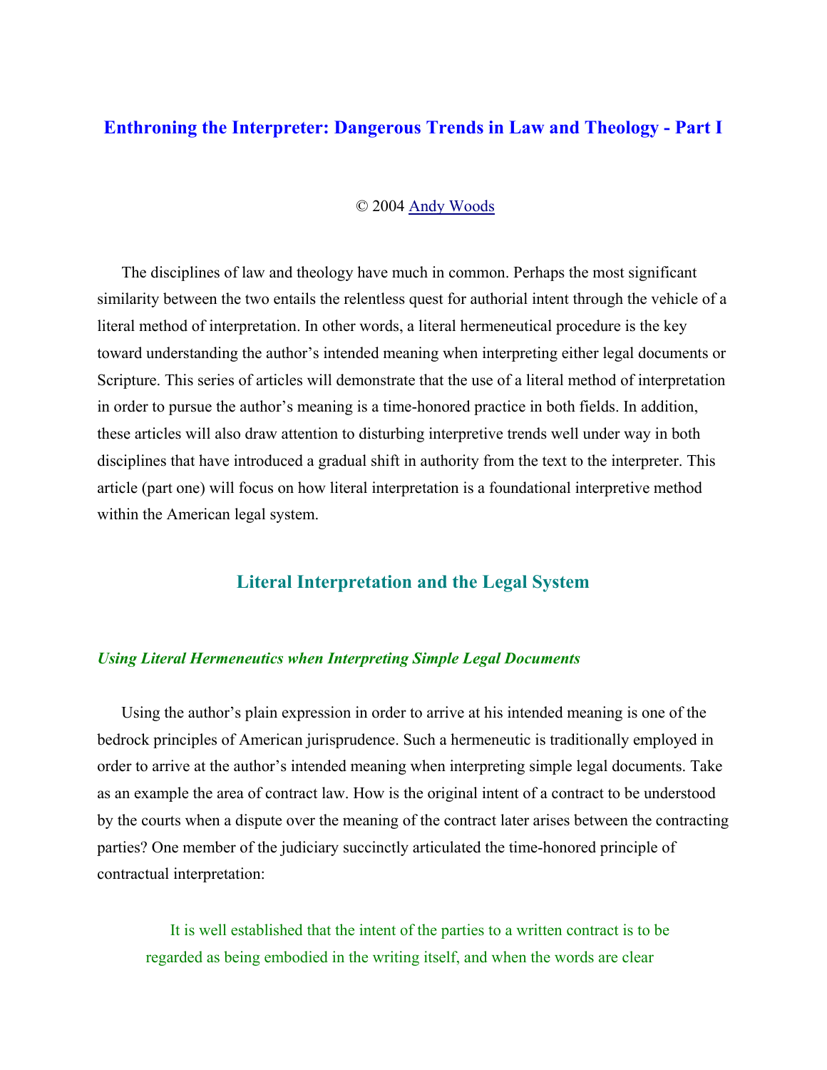# Enthroning the Interpreter: Dangerous Trends in Law and Theology - Part I

© 2004 Andy Woods

The disciplines of law and theology have much in common. Perhaps the most significant similarity between the two entails the relentless quest for authorial intent through the vehicle of a literal method of interpretation. In other words, a literal hermeneutical procedure is the key toward understanding the author's intended meaning when interpreting either legal documents or Scripture. This series of articles will demonstrate that the use of a literal method of interpretation in order to pursue the author's meaning is a time-honored practice in both fields. In addition, these articles will also draw attention to disturbing interpretive trends well under way in both disciplines that have introduced a gradual shift in authority from the text to the interpreter. This article (part one) will focus on how literal interpretation is a foundational interpretive method within the American legal system.

## Literal Interpretation and the Legal System

### *Using Literal Hermeneutics when Interpreting Simple Legal Documents*

Using the author's plain expression in order to arrive at his intended meaning is one of the bedrock principles of American jurisprudence. Such a hermeneutic is traditionally employed in order to arrive at the author's intended meaning when interpreting simple legal documents. Take as an example the area of contract law. How is the original intent of a contract to be understood by the courts when a dispute over the meaning of the contract later arises between the contracting parties? One member of the judiciary succinctly articulated the time-honored principle of contractual interpretation:

> It is well established that the intent of the parties to a written contract is to be regarded as being embodied in the writing itself, and when the words are clear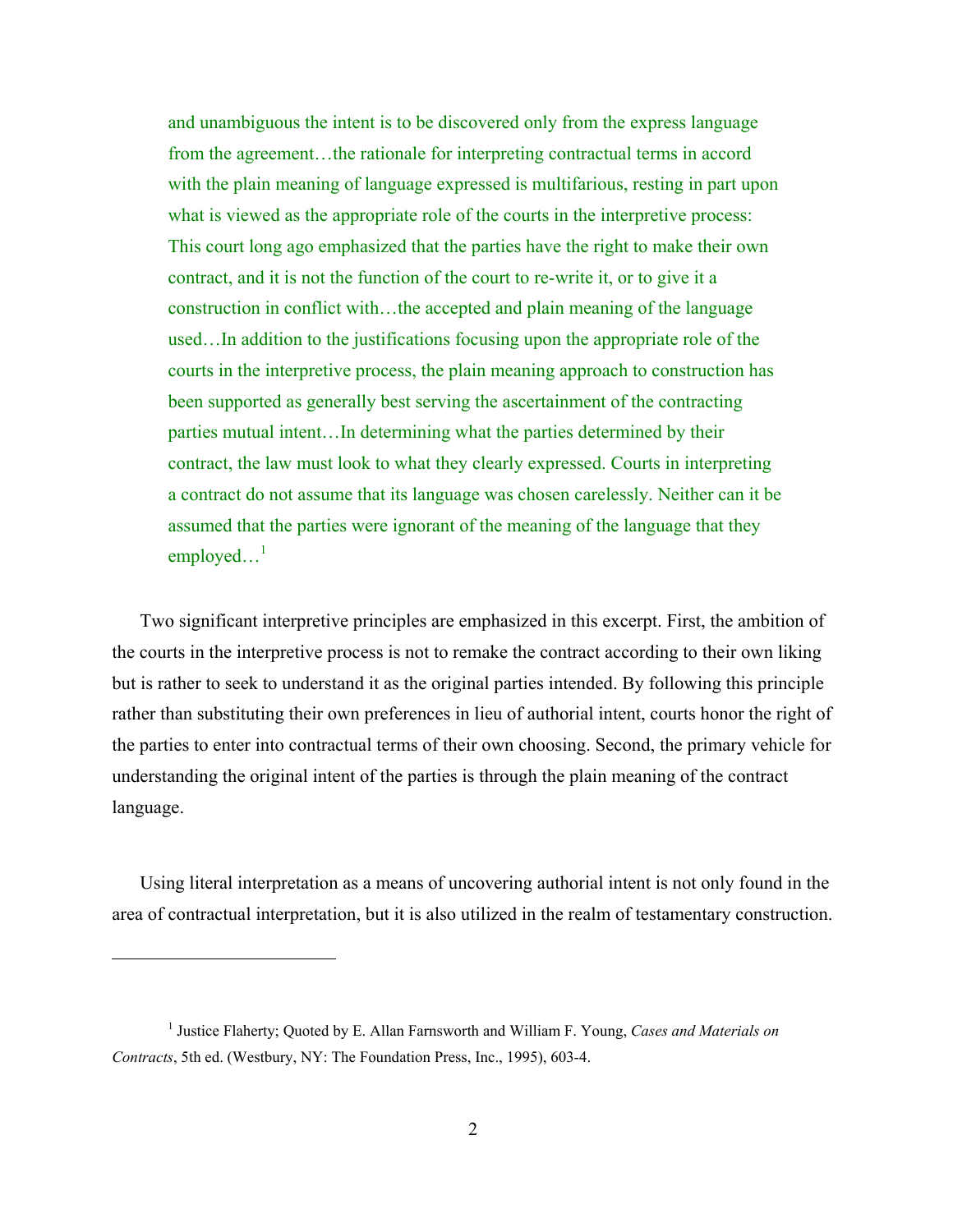> and unambiguous the intent is to be discovered only from the express language from the agreement…the rationale for interpreting contractual terms in accord with the plain meaning of language expressed is multifarious, resting in part upon what is viewed as the appropriate role of the courts in the interpretive process: This court long ago emphasized that the parties have the right to make their own contract, and it is not the function of the court to re-write it, or to give it a construction in conflict with…the accepted and plain meaning of the language used…In addition to the justifications focusing upon the appropriate role of the courts in the interpretive process, the plain meaning approach to construction has been supported as generally best serving the ascertainment of the contracting parties mutual intent…In determining what the parties determined by their contract, the law must look to what they clearly expressed. Courts in interpreting a contract do not assume that its language was chosen carelessly. Neither can it be assumed that the parties were ignorant of the meaning of the language that they employed…[1]

Two significant interpretive principles are emphasized in this excerpt. First, the ambition of the courts in the interpretive process is not to remake the contract according to their own liking but is rather to seek to understand it as the original parties intended. By following this principle rather than substituting their own preferences in lieu of authorial intent, courts honor the right of the parties to enter into contractual terms of their own choosing. Second, the primary vehicle for understanding the original intent of the parties is through the plain meaning of the contract language.

Using literal interpretation as a means of uncovering authorial intent is not only found in the area of contractual interpretation, but it is also utilized in the realm of testamentary construction.

---

[1] Justice Flaherty; Quoted by E. Allan Farnsworth and William F. Young, *Cases and Materials on Contracts*, 5th ed. (Westbury, NY: The Foundation Press, Inc., 1995), 603-4.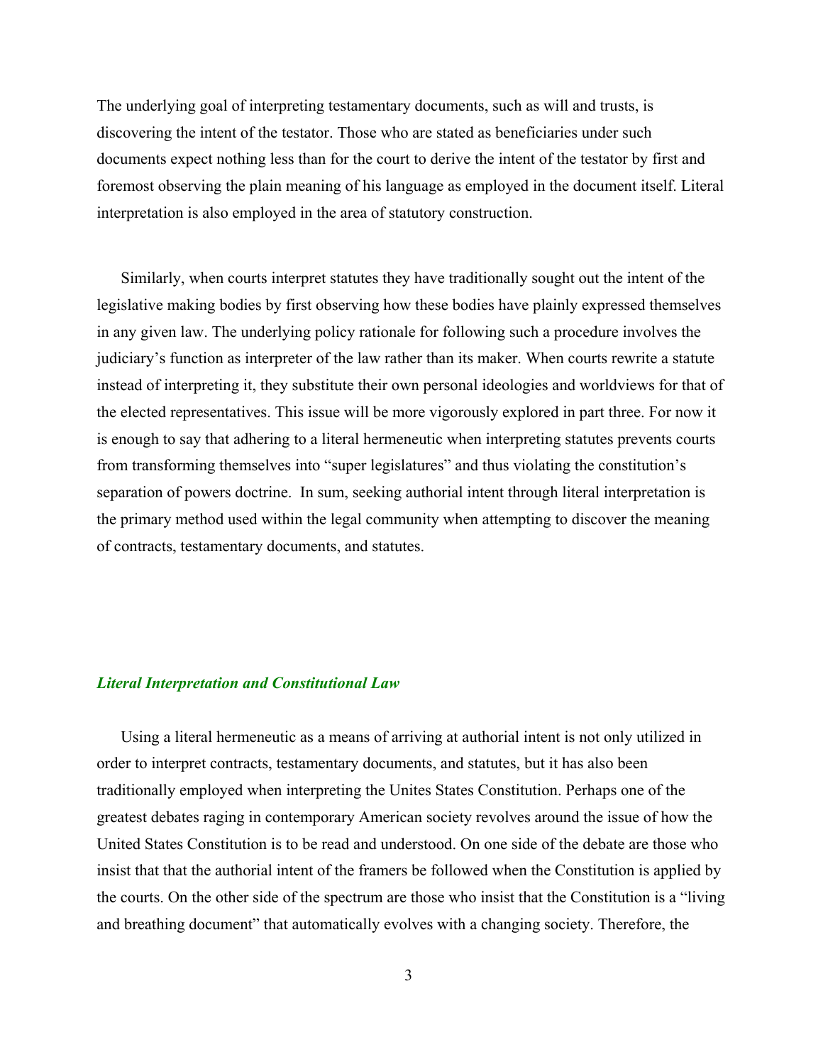The underlying goal of interpreting testamentary documents, such as will and trusts, is discovering the intent of the testator. Those who are stated as beneficiaries under such documents expect nothing less than for the court to derive the intent of the testator by first and foremost observing the plain meaning of his language as employed in the document itself. Literal interpretation is also employed in the area of statutory construction.

Similarly, when courts interpret statutes they have traditionally sought out the intent of the legislative making bodies by first observing how these bodies have plainly expressed themselves in any given law. The underlying policy rationale for following such a procedure involves the judiciary's function as interpreter of the law rather than its maker. When courts rewrite a statute instead of interpreting it, they substitute their own personal ideologies and worldviews for that of the elected representatives. This issue will be more vigorously explored in part three. For now it is enough to say that adhering to a literal hermeneutic when interpreting statutes prevents courts from transforming themselves into "super legislatures" and thus violating the constitution's separation of powers doctrine. In sum, seeking authorial intent through literal interpretation is the primary method used within the legal community when attempting to discover the meaning of contracts, testamentary documents, and statutes.

### *Literal Interpretation and Constitutional Law*

Using a literal hermeneutic as a means of arriving at authorial intent is not only utilized in order to interpret contracts, testamentary documents, and statutes, but it has also been traditionally employed when interpreting the Unites States Constitution. Perhaps one of the greatest debates raging in contemporary American society revolves around the issue of how the United States Constitution is to be read and understood. On one side of the debate are those who insist that that the authorial intent of the framers be followed when the Constitution is applied by the courts. On the other side of the spectrum are those who insist that the Constitution is a "living and breathing document" that automatically evolves with a changing society. Therefore, the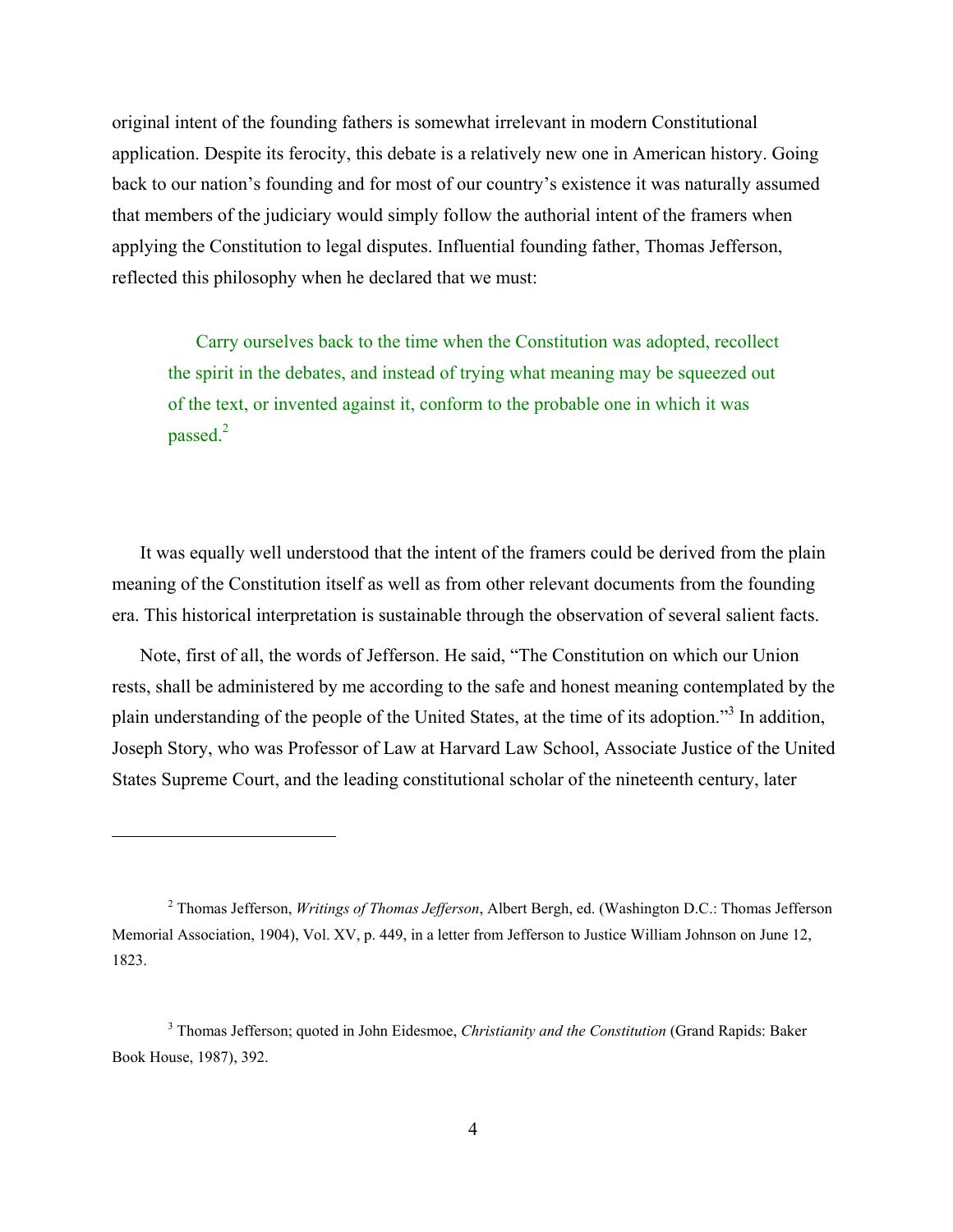original intent of the founding fathers is somewhat irrelevant in modern Constitutional application. Despite its ferocity, this debate is a relatively new one in American history. Going back to our nation's founding and for most of our country's existence it was naturally assumed that members of the judiciary would simply follow the authorial intent of the framers when applying the Constitution to legal disputes. Influential founding father, Thomas Jefferson, reflected this philosophy when he declared that we must:

> Carry ourselves back to the time when the Constitution was adopted, recollect the spirit in the debates, and instead of trying what meaning may be squeezed out of the text, or invented against it, conform to the probable one in which it was passed.[2]

It was equally well understood that the intent of the framers could be derived from the plain meaning of the Constitution itself as well as from other relevant documents from the founding era. This historical interpretation is sustainable through the observation of several salient facts.

Note, first of all, the words of Jefferson. He said, "The Constitution on which our Union rests, shall be administered by me according to the safe and honest meaning contemplated by the plain understanding of the people of the United States, at the time of its adoption."[3] In addition, Joseph Story, who was Professor of Law at Harvard Law School, Associate Justice of the United States Supreme Court, and the leading constitutional scholar of the nineteenth century, later

---

[2] Thomas Jefferson, *Writings of Thomas Jefferson*, Albert Bergh, ed. (Washington D.C.: Thomas Jefferson Memorial Association, 1904), Vol. XV, p. 449, in a letter from Jefferson to Justice William Johnson on June 12, 1823.

[3] Thomas Jefferson; quoted in John Eidesmoe, *Christianity and the Constitution* (Grand Rapids: Baker Book House, 1987), 392.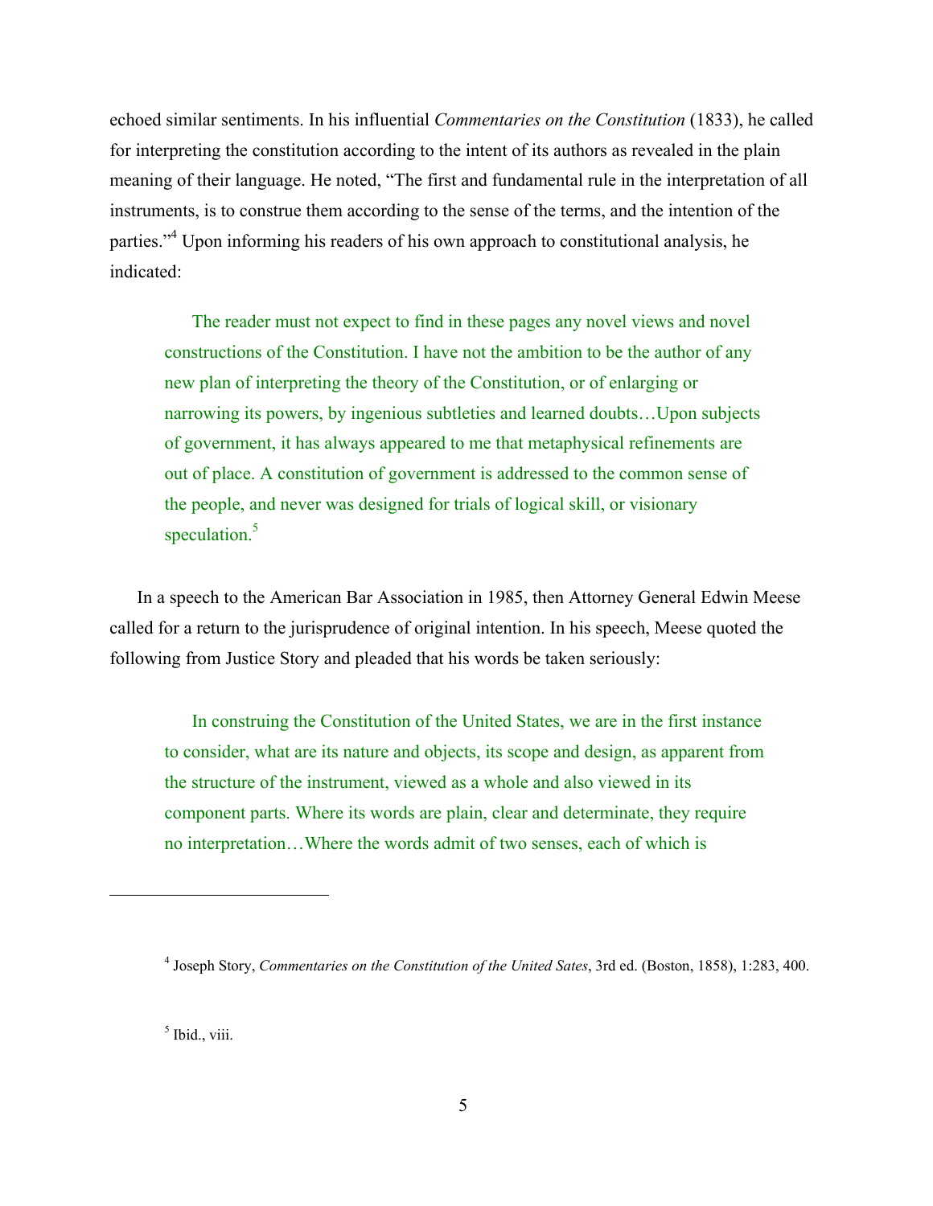echoed similar sentiments. In his influential *Commentaries on the Constitution* (1833), he called for interpreting the constitution according to the intent of its authors as revealed in the plain meaning of their language. He noted, "The first and fundamental rule in the interpretation of all instruments, is to construe them according to the sense of the terms, and the intention of the parties."[4] Upon informing his readers of his own approach to constitutional analysis, he indicated:

> The reader must not expect to find in these pages any novel views and novel constructions of the Constitution. I have not the ambition to be the author of any new plan of interpreting the theory of the Constitution, or of enlarging or narrowing its powers, by ingenious subtleties and learned doubts…Upon subjects of government, it has always appeared to me that metaphysical refinements are out of place. A constitution of government is addressed to the common sense of the people, and never was designed for trials of logical skill, or visionary speculation.[5]

In a speech to the American Bar Association in 1985, then Attorney General Edwin Meese called for a return to the jurisprudence of original intention. In his speech, Meese quoted the following from Justice Story and pleaded that his words be taken seriously:

> In construing the Constitution of the United States, we are in the first instance to consider, what are its nature and objects, its scope and design, as apparent from the structure of the instrument, viewed as a whole and also viewed in its component parts. Where its words are plain, clear and determinate, they require no interpretation…Where the words admit of two senses, each of which is

---

[4] Joseph Story, *Commentaries on the Constitution of the United Sates*, 3rd ed. (Boston, 1858), 1:283, 400.

[5] Ibid., viii.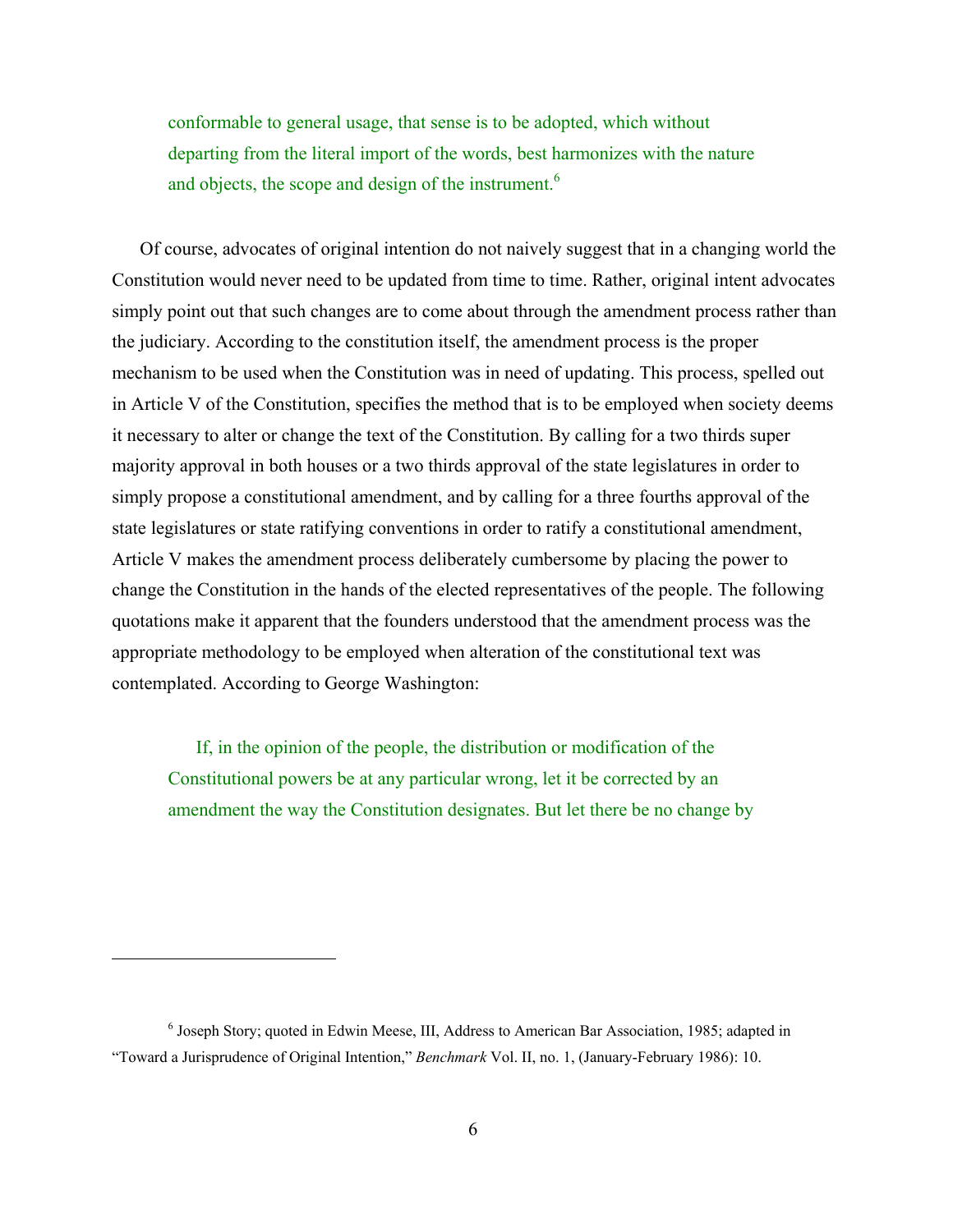> conformable to general usage, that sense is to be adopted, which without departing from the literal import of the words, best harmonizes with the nature and objects, the scope and design of the instrument.[6]

Of course, advocates of original intention do not naively suggest that in a changing world the Constitution would never need to be updated from time to time. Rather, original intent advocates simply point out that such changes are to come about through the amendment process rather than the judiciary. According to the constitution itself, the amendment process is the proper mechanism to be used when the Constitution was in need of updating. This process, spelled out in Article V of the Constitution, specifies the method that is to be employed when society deems it necessary to alter or change the text of the Constitution. By calling for a two thirds super majority approval in both houses or a two thirds approval of the state legislatures in order to simply propose a constitutional amendment, and by calling for a three fourths approval of the state legislatures or state ratifying conventions in order to ratify a constitutional amendment, Article V makes the amendment process deliberately cumbersome by placing the power to change the Constitution in the hands of the elected representatives of the people. The following quotations make it apparent that the founders understood that the amendment process was the appropriate methodology to be employed when alteration of the constitutional text was contemplated. According to George Washington:

> If, in the opinion of the people, the distribution or modification of the Constitutional powers be at any particular wrong, let it be corrected by an amendment the way the Constitution designates. But let there be no change by

---

[6] Joseph Story; quoted in Edwin Meese, III, Address to American Bar Association, 1985; adapted in "Toward a Jurisprudence of Original Intention," *Benchmark* Vol. II, no. 1, (January-February 1986): 10.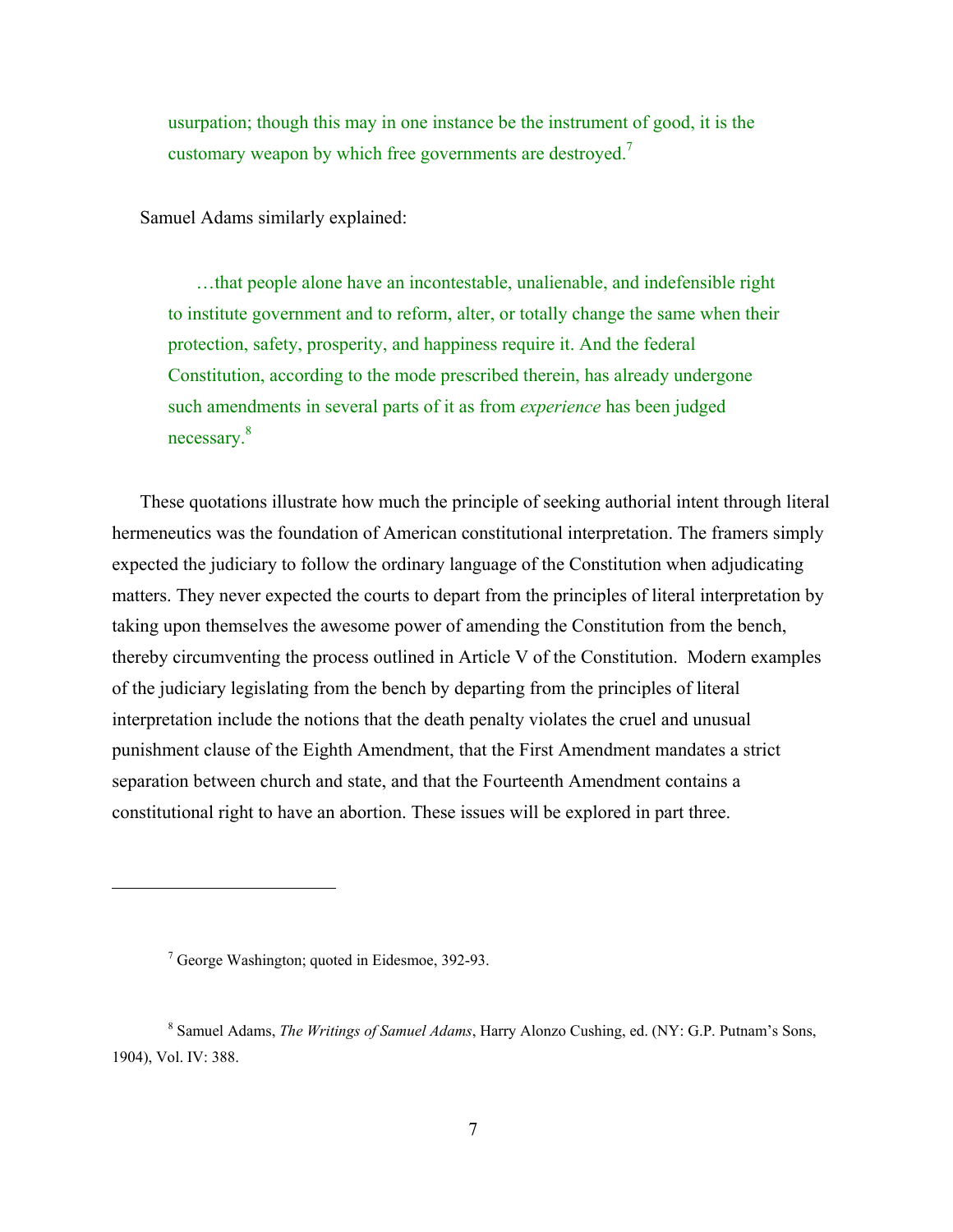> usurpation; though this may in one instance be the instrument of good, it is the customary weapon by which free governments are destroyed.[7]

Samuel Adams similarly explained:

> …that people alone have an incontestable, unalienable, and indefensible right to institute government and to reform, alter, or totally change the same when their protection, safety, prosperity, and happiness require it. And the federal Constitution, according to the mode prescribed therein, has already undergone such amendments in several parts of it as from *experience* has been judged necessary.[8]

These quotations illustrate how much the principle of seeking authorial intent through literal hermeneutics was the foundation of American constitutional interpretation. The framers simply expected the judiciary to follow the ordinary language of the Constitution when adjudicating matters. They never expected the courts to depart from the principles of literal interpretation by taking upon themselves the awesome power of amending the Constitution from the bench, thereby circumventing the process outlined in Article V of the Constitution. Modern examples of the judiciary legislating from the bench by departing from the principles of literal interpretation include the notions that the death penalty violates the cruel and unusual punishment clause of the Eighth Amendment, that the First Amendment mandates a strict separation between church and state, and that the Fourteenth Amendment contains a constitutional right to have an abortion. These issues will be explored in part three.

---

[7] George Washington; quoted in Eidesmoe, 392-93.

[8] Samuel Adams, *The Writings of Samuel Adams*, Harry Alonzo Cushing, ed. (NY: G.P. Putnam's Sons, 1904), Vol. IV: 388.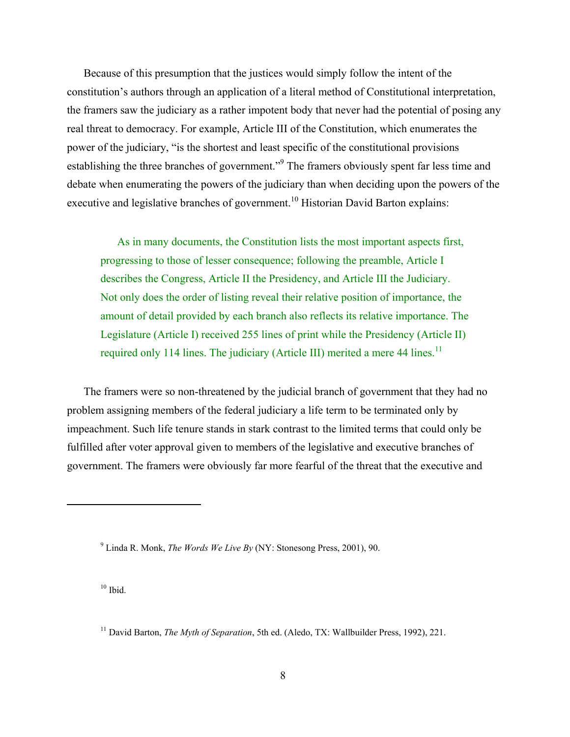Because of this presumption that the justices would simply follow the intent of the constitution's authors through an application of a literal method of Constitutional interpretation, the framers saw the judiciary as a rather impotent body that never had the potential of posing any real threat to democracy. For example, Article III of the Constitution, which enumerates the power of the judiciary, "is the shortest and least specific of the constitutional provisions establishing the three branches of government."[9] The framers obviously spent far less time and debate when enumerating the powers of the judiciary than when deciding upon the powers of the executive and legislative branches of government.[10] Historian David Barton explains:

> As in many documents, the Constitution lists the most important aspects first, progressing to those of lesser consequence; following the preamble, Article I describes the Congress, Article II the Presidency, and Article III the Judiciary. Not only does the order of listing reveal their relative position of importance, the amount of detail provided by each branch also reflects its relative importance. The Legislature (Article I) received 255 lines of print while the Presidency (Article II) required only 114 lines. The judiciary (Article III) merited a mere 44 lines.[11]

The framers were so non-threatened by the judicial branch of government that they had no problem assigning members of the federal judiciary a life term to be terminated only by impeachment. Such life tenure stands in stark contrast to the limited terms that could only be fulfilled after voter approval given to members of the legislative and executive branches of government. The framers were obviously far more fearful of the threat that the executive and

---

[9] Linda R. Monk, *The Words We Live By* (NY: Stonesong Press, 2001), 90.

[10] Ibid.

[11] David Barton, *The Myth of Separation*, 5th ed. (Aledo, TX: Wallbuilder Press, 1992), 221.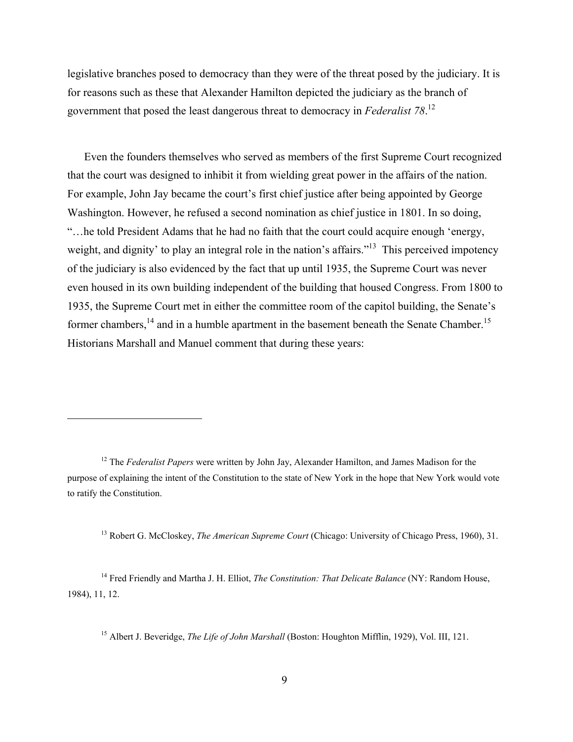legislative branches posed to democracy than they were of the threat posed by the judiciary. It is for reasons such as these that Alexander Hamilton depicted the judiciary as the branch of government that posed the least dangerous threat to democracy in *Federalist 78*.[12]

Even the founders themselves who served as members of the first Supreme Court recognized that the court was designed to inhibit it from wielding great power in the affairs of the nation. For example, John Jay became the court's first chief justice after being appointed by George Washington. However, he refused a second nomination as chief justice in 1801. In so doing, "…he told President Adams that he had no faith that the court could acquire enough 'energy, weight, and dignity' to play an integral role in the nation's affairs."[13] This perceived impotency of the judiciary is also evidenced by the fact that up until 1935, the Supreme Court was never even housed in its own building independent of the building that housed Congress. From 1800 to 1935, the Supreme Court met in either the committee room of the capitol building, the Senate's former chambers,[14] and in a humble apartment in the basement beneath the Senate Chamber.[15] Historians Marshall and Manuel comment that during these years:

---

[12] The *Federalist Papers* were written by John Jay, Alexander Hamilton, and James Madison for the purpose of explaining the intent of the Constitution to the state of New York in the hope that New York would vote to ratify the Constitution.

[13] Robert G. McCloskey, *The American Supreme Court* (Chicago: University of Chicago Press, 1960), 31.

[14] Fred Friendly and Martha J. H. Elliot, *The Constitution: That Delicate Balance* (NY: Random House, 1984), 11, 12.

[15] Albert J. Beveridge, *The Life of John Marshall* (Boston: Houghton Mifflin, 1929), Vol. III, 121.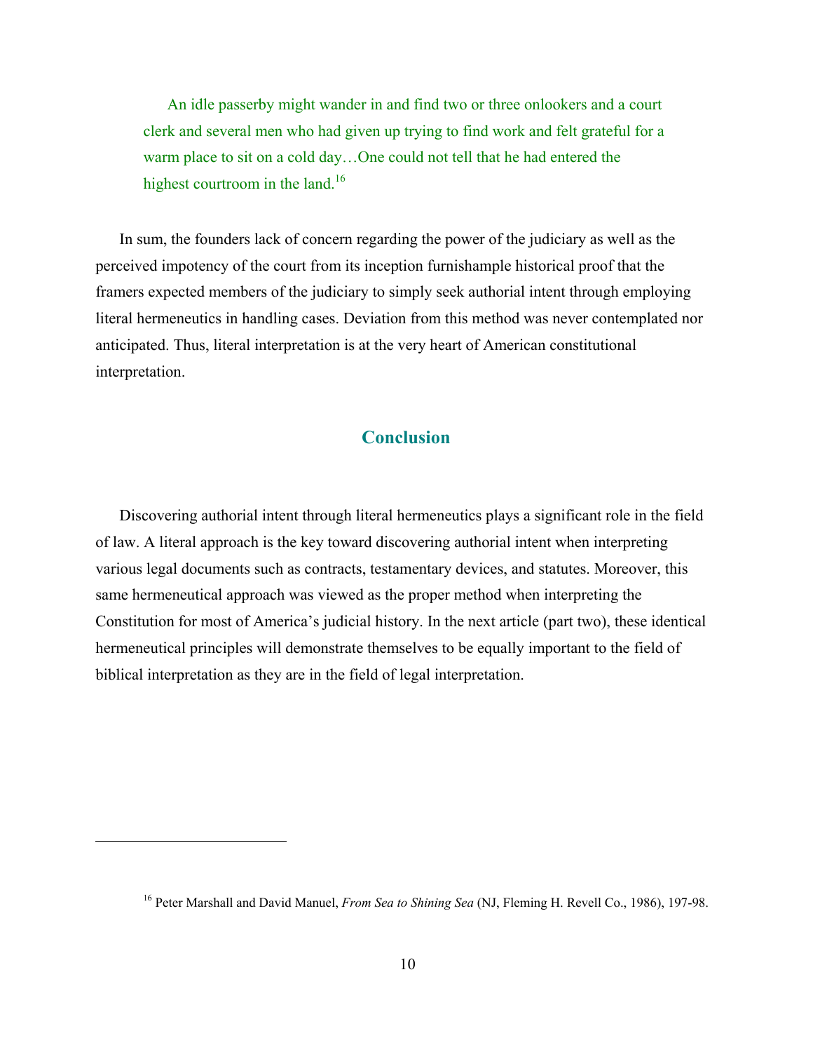> An idle passerby might wander in and find two or three onlookers and a court clerk and several men who had given up trying to find work and felt grateful for a warm place to sit on a cold day…One could not tell that he had entered the highest courtroom in the land.[16]

In sum, the founders lack of concern regarding the power of the judiciary as well as the perceived impotency of the court from its inception furnishample historical proof that the framers expected members of the judiciary to simply seek authorial intent through employing literal hermeneutics in handling cases. Deviation from this method was never contemplated nor anticipated. Thus, literal interpretation is at the very heart of American constitutional interpretation.

## Conclusion

Discovering authorial intent through literal hermeneutics plays a significant role in the field of law. A literal approach is the key toward discovering authorial intent when interpreting various legal documents such as contracts, testamentary devices, and statutes. Moreover, this same hermeneutical approach was viewed as the proper method when interpreting the Constitution for most of America's judicial history. In the next article (part two), these identical hermeneutical principles will demonstrate themselves to be equally important to the field of biblical interpretation as they are in the field of legal interpretation.

---

[16] Peter Marshall and David Manuel, *From Sea to Shining Sea* (NJ, Fleming H. Revell Co., 1986), 197-98.